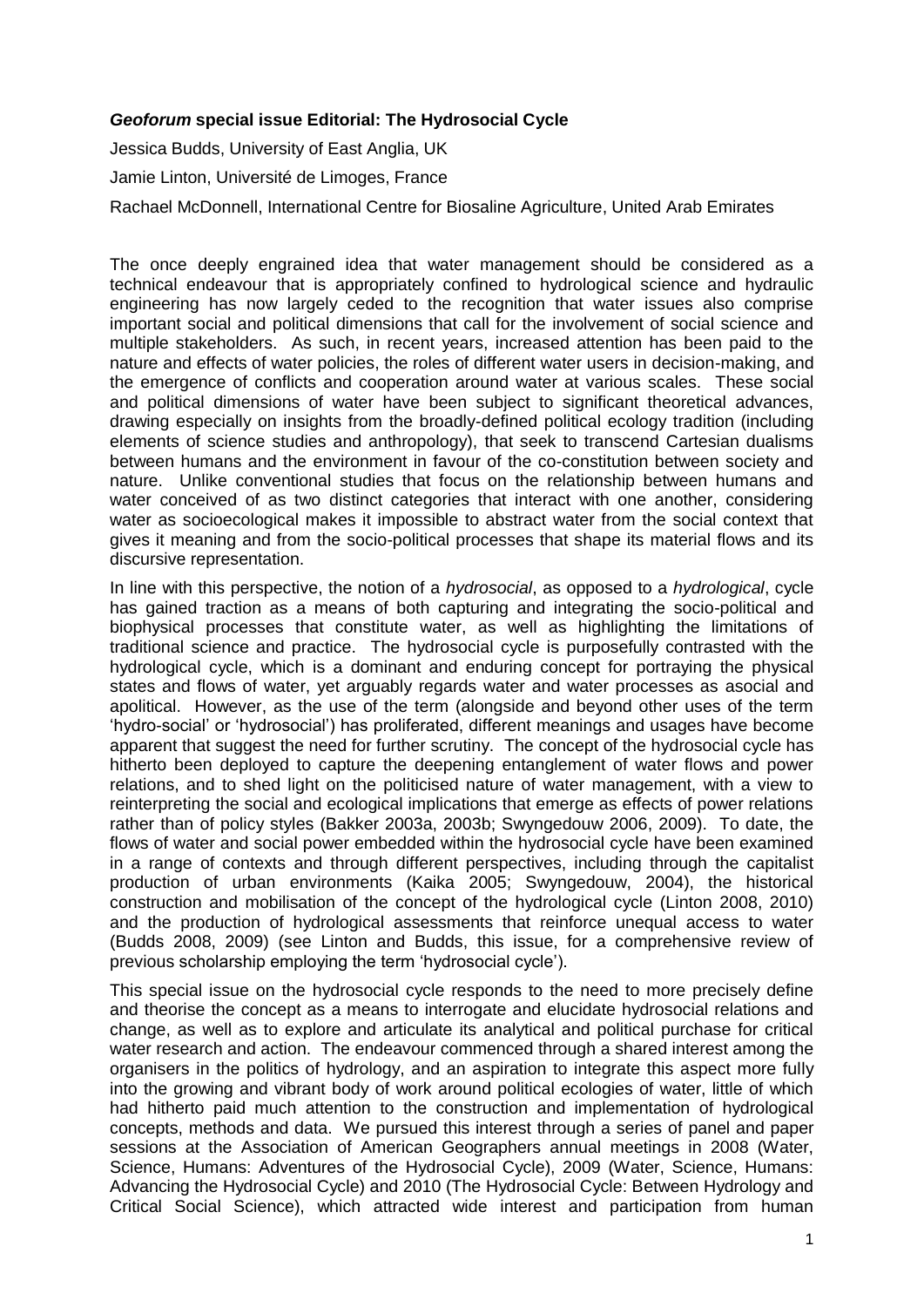***Geoforum* special issue Editorial: The Hydrosocial Cycle**

Jessica Budds, University of East Anglia, UK

Jamie Linton, Université de Limoges, France

Rachael McDonnell, International Centre for Biosaline Agriculture, United Arab Emirates

The once deeply engrained idea that water management should be considered as a technical endeavour that is appropriately confined to hydrological science and hydraulic engineering has now largely ceded to the recognition that water issues also comprise important social and political dimensions that call for the involvement of social science and multiple stakeholders. As such, in recent years, increased attention has been paid to the nature and effects of water policies, the roles of different water users in decision-making, and the emergence of conflicts and cooperation around water at various scales. These social and political dimensions of water have been subject to significant theoretical advances, drawing especially on insights from the broadly-defined political ecology tradition (including elements of science studies and anthropology), that seek to transcend Cartesian dualisms between humans and the environment in favour of the co-constitution between society and nature. Unlike conventional studies that focus on the relationship between humans and water conceived of as two distinct categories that interact with one another, considering water as socioecological makes it impossible to abstract water from the social context that gives it meaning and from the socio-political processes that shape its material flows and its discursive representation.

In line with this perspective, the notion of a *hydrosocial*, as opposed to a *hydrological*, cycle has gained traction as a means of both capturing and integrating the socio-political and biophysical processes that constitute water, as well as highlighting the limitations of traditional science and practice. The hydrosocial cycle is purposefully contrasted with the hydrological cycle, which is a dominant and enduring concept for portraying the physical states and flows of water, yet arguably regards water and water processes as asocial and apolitical. However, as the use of the term (alongside and beyond other uses of the term 'hydro-social' or 'hydrosocial') has proliferated, different meanings and usages have become apparent that suggest the need for further scrutiny. The concept of the hydrosocial cycle has hitherto been deployed to capture the deepening entanglement of water flows and power relations, and to shed light on the politicised nature of water management, with a view to reinterpreting the social and ecological implications that emerge as effects of power relations rather than of policy styles (Bakker 2003a, 2003b; Swyngedouw 2006, 2009). To date, the flows of water and social power embedded within the hydrosocial cycle have been examined in a range of contexts and through different perspectives, including through the capitalist production of urban environments (Kaika 2005; Swyngedouw, 2004), the historical construction and mobilisation of the concept of the hydrological cycle (Linton 2008, 2010) and the production of hydrological assessments that reinforce unequal access to water (Budds 2008, 2009) (see Linton and Budds, this issue, for a comprehensive review of previous scholarship employing the term 'hydrosocial cycle').

This special issue on the hydrosocial cycle responds to the need to more precisely define and theorise the concept as a means to interrogate and elucidate hydrosocial relations and change, as well as to explore and articulate its analytical and political purchase for critical water research and action. The endeavour commenced through a shared interest among the organisers in the politics of hydrology, and an aspiration to integrate this aspect more fully into the growing and vibrant body of work around political ecologies of water, little of which had hitherto paid much attention to the construction and implementation of hydrological concepts, methods and data. We pursued this interest through a series of panel and paper sessions at the Association of American Geographers annual meetings in 2008 (Water, Science, Humans: Adventures of the Hydrosocial Cycle), 2009 (Water, Science, Humans: Advancing the Hydrosocial Cycle) and 2010 (The Hydrosocial Cycle: Between Hydrology and Critical Social Science), which attracted wide interest and participation from human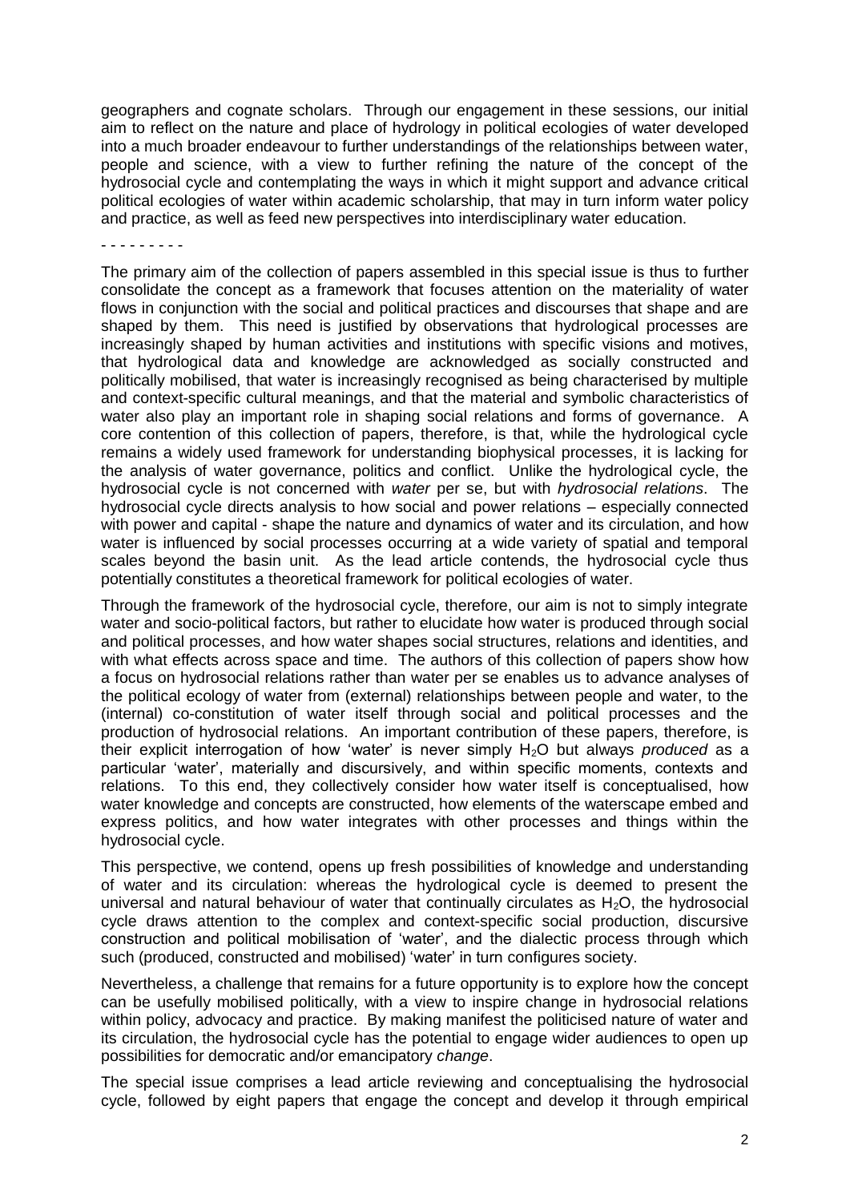geographers and cognate scholars. Through our engagement in these sessions, our initial aim to reflect on the nature and place of hydrology in political ecologies of water developed into a much broader endeavour to further understandings of the relationships between water, people and science, with a view to further refining the nature of the concept of the hydrosocial cycle and contemplating the ways in which it might support and advance critical political ecologies of water within academic scholarship, that may in turn inform water policy and practice, as well as feed new perspectives into interdisciplinary water education.

- - - - - - - - -

The primary aim of the collection of papers assembled in this special issue is thus to further consolidate the concept as a framework that focuses attention on the materiality of water flows in conjunction with the social and political practices and discourses that shape and are shaped by them. This need is justified by observations that hydrological processes are increasingly shaped by human activities and institutions with specific visions and motives, that hydrological data and knowledge are acknowledged as socially constructed and politically mobilised, that water is increasingly recognised as being characterised by multiple and context-specific cultural meanings, and that the material and symbolic characteristics of water also play an important role in shaping social relations and forms of governance. A core contention of this collection of papers, therefore, is that, while the hydrological cycle remains a widely used framework for understanding biophysical processes, it is lacking for the analysis of water governance, politics and conflict. Unlike the hydrological cycle, the hydrosocial cycle is not concerned with *water* per se, but with *hydrosocial relations*. The hydrosocial cycle directs analysis to how social and power relations – especially connected with power and capital - shape the nature and dynamics of water and its circulation, and how water is influenced by social processes occurring at a wide variety of spatial and temporal scales beyond the basin unit. As the lead article contends, the hydrosocial cycle thus potentially constitutes a theoretical framework for political ecologies of water.

Through the framework of the hydrosocial cycle, therefore, our aim is not to simply integrate water and socio-political factors, but rather to elucidate how water is produced through social and political processes, and how water shapes social structures, relations and identities, and with what effects across space and time. The authors of this collection of papers show how a focus on hydrosocial relations rather than water per se enables us to advance analyses of the political ecology of water from (external) relationships between people and water, to the (internal) co-constitution of water itself through social and political processes and the production of hydrosocial relations. An important contribution of these papers, therefore, is their explicit interrogation of how 'water' is never simply $H_2O$ but always *produced* as a particular 'water', materially and discursively, and within specific moments, contexts and relations. To this end, they collectively consider how water itself is conceptualised, how water knowledge and concepts are constructed, how elements of the waterscape embed and express politics, and how water integrates with other processes and things within the hydrosocial cycle.

This perspective, we contend, opens up fresh possibilities of knowledge and understanding of water and its circulation: whereas the hydrological cycle is deemed to present the universal and natural behaviour of water that continually circulates as $H_2O$, the hydrosocial cycle draws attention to the complex and context-specific social production, discursive construction and political mobilisation of 'water', and the dialectic process through which such (produced, constructed and mobilised) 'water' in turn configures society.

Nevertheless, a challenge that remains for a future opportunity is to explore how the concept can be usefully mobilised politically, with a view to inspire change in hydrosocial relations within policy, advocacy and practice. By making manifest the politicised nature of water and its circulation, the hydrosocial cycle has the potential to engage wider audiences to open up possibilities for democratic and/or emancipatory *change*.

The special issue comprises a lead article reviewing and conceptualising the hydrosocial cycle, followed by eight papers that engage the concept and develop it through empirical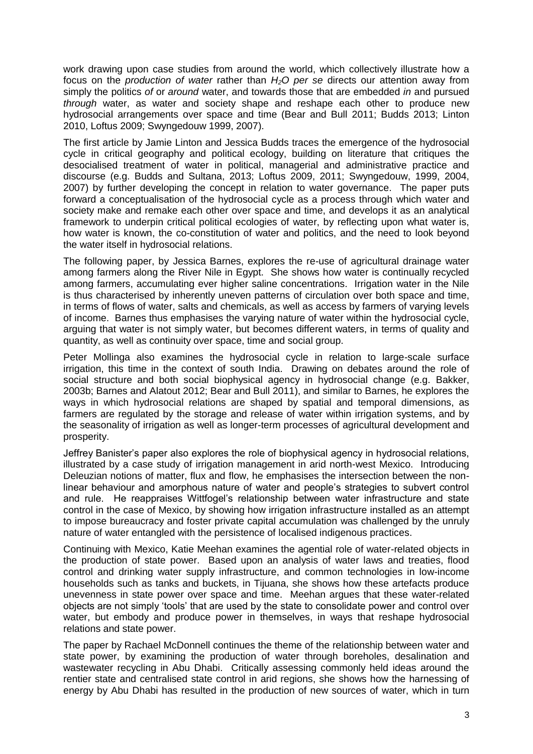work drawing upon case studies from around the world, which collectively illustrate how a focus on the *production of water* rather than *$H_2O$ per se* directs our attention away from simply the politics *of* or *around* water, and towards those that are embedded *in* and pursued *through* water, as water and society shape and reshape each other to produce new hydrosocial arrangements over space and time (Bear and Bull 2011; Budds 2013; Linton 2010, Loftus 2009; Swyngedouw 1999, 2007).

The first article by Jamie Linton and Jessica Budds traces the emergence of the hydrosocial cycle in critical geography and political ecology, building on literature that critiques the desocialised treatment of water in political, managerial and administrative practice and discourse (e.g. Budds and Sultana, 2013; Loftus 2009, 2011; Swyngedouw, 1999, 2004, 2007) by further developing the concept in relation to water governance. The paper puts forward a conceptualisation of the hydrosocial cycle as a process through which water and society make and remake each other over space and time, and develops it as an analytical framework to underpin critical political ecologies of water, by reflecting upon what water is, how water is known, the co-constitution of water and politics, and the need to look beyond the water itself in hydrosocial relations.

The following paper, by Jessica Barnes, explores the re-use of agricultural drainage water among farmers along the River Nile in Egypt. She shows how water is continually recycled among farmers, accumulating ever higher saline concentrations. Irrigation water in the Nile is thus characterised by inherently uneven patterns of circulation over both space and time, in terms of flows of water, salts and chemicals, as well as access by farmers of varying levels of income. Barnes thus emphasises the varying nature of water within the hydrosocial cycle, arguing that water is not simply water, but becomes different waters, in terms of quality and quantity, as well as continuity over space, time and social group.

Peter Mollinga also examines the hydrosocial cycle in relation to large-scale surface irrigation, this time in the context of south India. Drawing on debates around the role of social structure and both social biophysical agency in hydrosocial change (e.g. Bakker, 2003b; Barnes and Alatout 2012; Bear and Bull 2011), and similar to Barnes, he explores the ways in which hydrosocial relations are shaped by spatial and temporal dimensions, as farmers are regulated by the storage and release of water within irrigation systems, and by the seasonality of irrigation as well as longer-term processes of agricultural development and prosperity.

Jeffrey Banister's paper also explores the role of biophysical agency in hydrosocial relations, illustrated by a case study of irrigation management in arid north-west Mexico. Introducing Deleuzian notions of matter, flux and flow, he emphasises the intersection between the non-linear behaviour and amorphous nature of water and people's strategies to subvert control and rule. He reappraises Wittfogel's relationship between water infrastructure and state control in the case of Mexico, by showing how irrigation infrastructure installed as an attempt to impose bureaucracy and foster private capital accumulation was challenged by the unruly nature of water entangled with the persistence of localised indigenous practices.

Continuing with Mexico, Katie Meehan examines the agential role of water-related objects in the production of state power. Based upon an analysis of water laws and treaties, flood control and drinking water supply infrastructure, and common technologies in low-income households such as tanks and buckets, in Tijuana, she shows how these artefacts produce unevenness in state power over space and time. Meehan argues that these water-related objects are not simply 'tools' that are used by the state to consolidate power and control over water, but embody and produce power in themselves, in ways that reshape hydrosocial relations and state power.

The paper by Rachael McDonnell continues the theme of the relationship between water and state power, by examining the production of water through boreholes, desalination and wastewater recycling in Abu Dhabi. Critically assessing commonly held ideas around the rentier state and centralised state control in arid regions, she shows how the harnessing of energy by Abu Dhabi has resulted in the production of new sources of water, which in turn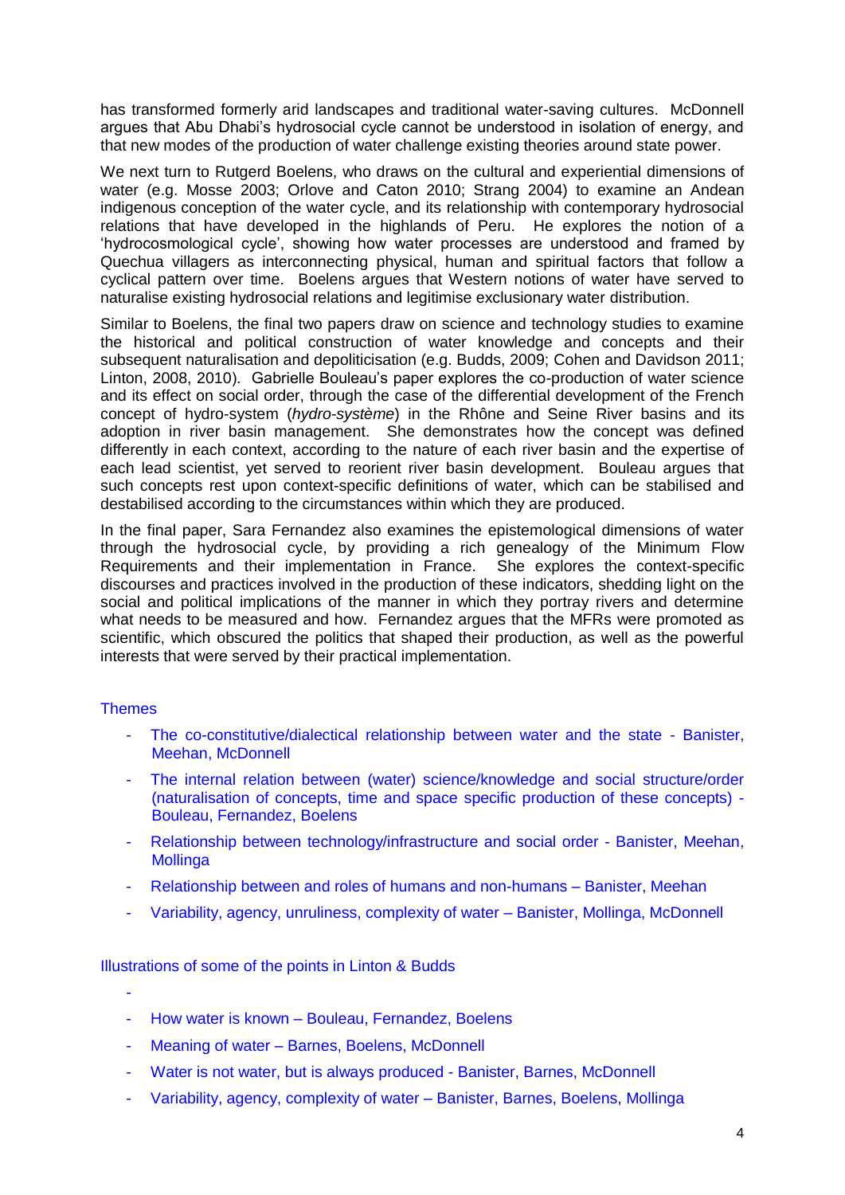has transformed formerly arid landscapes and traditional water-saving cultures. McDonnell argues that Abu Dhabi's hydrosocial cycle cannot be understood in isolation of energy, and that new modes of the production of water challenge existing theories around state power.

We next turn to Rutgerd Boelens, who draws on the cultural and experiential dimensions of water (e.g. Mosse 2003; Orlove and Caton 2010; Strang 2004) to examine an Andean indigenous conception of the water cycle, and its relationship with contemporary hydrosocial relations that have developed in the highlands of Peru. He explores the notion of a 'hydrocosmological cycle', showing how water processes are understood and framed by Quechua villagers as interconnecting physical, human and spiritual factors that follow a cyclical pattern over time. Boelens argues that Western notions of water have served to naturalise existing hydrosocial relations and legitimise exclusionary water distribution.

Similar to Boelens, the final two papers draw on science and technology studies to examine the historical and political construction of water knowledge and concepts and their subsequent naturalisation and depoliticisation (e.g. Budds, 2009; Cohen and Davidson 2011; Linton, 2008, 2010). Gabrielle Bouleau's paper explores the co-production of water science and its effect on social order, through the case of the differential development of the French concept of hydro-system (*hydro-système*) in the Rhône and Seine River basins and its adoption in river basin management. She demonstrates how the concept was defined differently in each context, according to the nature of each river basin and the expertise of each lead scientist, yet served to reorient river basin development. Bouleau argues that such concepts rest upon context-specific definitions of water, which can be stabilised and destabilised according to the circumstances within which they are produced.

In the final paper, Sara Fernandez also examines the epistemological dimensions of water through the hydrosocial cycle, by providing a rich genealogy of the Minimum Flow Requirements and their implementation in France. She explores the context-specific discourses and practices involved in the production of these indicators, shedding light on the social and political implications of the manner in which they portray rivers and determine what needs to be measured and how. Fernandez argues that the MFRs were promoted as scientific, which obscured the politics that shaped their production, as well as the powerful interests that were served by their practical implementation.

Themes

- The co-constitutive/dialectical relationship between water and the state - Banister, Meehan, McDonnell
- The internal relation between (water) science/knowledge and social structure/order (naturalisation of concepts, time and space specific production of these concepts) - Bouleau, Fernandez, Boelens
- Relationship between technology/infrastructure and social order - Banister, Meehan, Mollinga
- Relationship between and roles of humans and non-humans – Banister, Meehan
- Variability, agency, unruliness, complexity of water – Banister, Mollinga, McDonnell

Illustrations of some of the points in Linton & Budds

- 
- How water is known – Bouleau, Fernandez, Boelens
- Meaning of water – Barnes, Boelens, McDonnell
- Water is not water, but is always produced - Banister, Barnes, McDonnell
- Variability, agency, complexity of water – Banister, Barnes, Boelens, Mollinga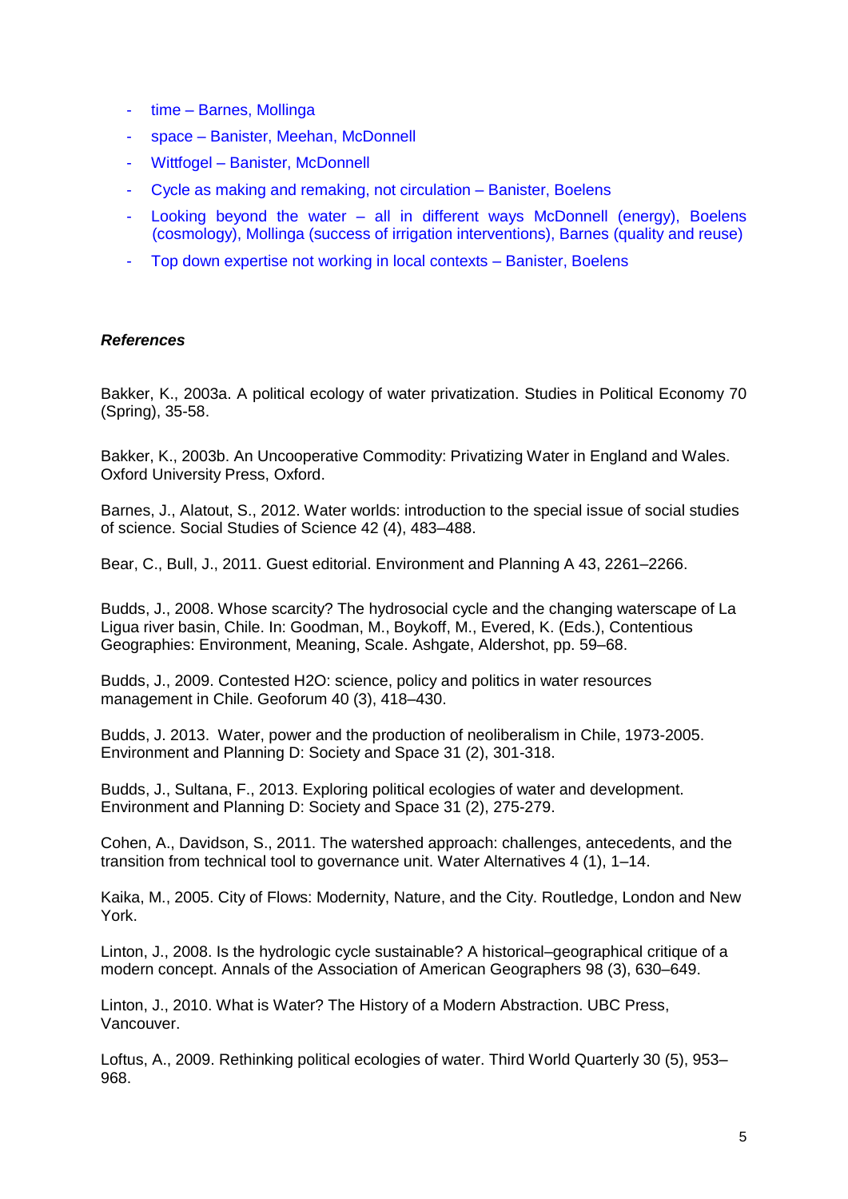- time – Barnes, Mollinga
- space – Banister, Meehan, McDonnell
- Wittfogel – Banister, McDonnell
- Cycle as making and remaking, not circulation – Banister, Boelens
- Looking beyond the water – all in different ways McDonnell (energy), Boelens (cosmology), Mollinga (success of irrigation interventions), Barnes (quality and reuse)
- Top down expertise not working in local contexts – Banister, Boelens

***References***

Bakker, K., 2003a. A political ecology of water privatization. Studies in Political Economy 70 (Spring), 35-58.

Bakker, K., 2003b. An Uncooperative Commodity: Privatizing Water in England and Wales. Oxford University Press, Oxford.

Barnes, J., Alatout, S., 2012. Water worlds: introduction to the special issue of social studies of science. Social Studies of Science 42 (4), 483–488.

Bear, C., Bull, J., 2011. Guest editorial. Environment and Planning A 43, 2261–2266.

Budds, J., 2008. Whose scarcity? The hydrosocial cycle and the changing waterscape of La Ligua river basin, Chile. In: Goodman, M., Boykoff, M., Evered, K. (Eds.), Contentious Geographies: Environment, Meaning, Scale. Ashgate, Aldershot, pp. 59–68.

Budds, J., 2009. Contested H2O: science, policy and politics in water resources management in Chile. Geoforum 40 (3), 418–430.

Budds, J. 2013. Water, power and the production of neoliberalism in Chile, 1973-2005. Environment and Planning D: Society and Space 31 (2), 301-318.

Budds, J., Sultana, F., 2013. Exploring political ecologies of water and development. Environment and Planning D: Society and Space 31 (2), 275-279.

Cohen, A., Davidson, S., 2011. The watershed approach: challenges, antecedents, and the transition from technical tool to governance unit. Water Alternatives 4 (1), 1–14.

Kaika, M., 2005. City of Flows: Modernity, Nature, and the City. Routledge, London and New York.

Linton, J., 2008. Is the hydrologic cycle sustainable? A historical–geographical critique of a modern concept. Annals of the Association of American Geographers 98 (3), 630–649.

Linton, J., 2010. What is Water? The History of a Modern Abstraction. UBC Press, Vancouver.

Loftus, A., 2009. Rethinking political ecologies of water. Third World Quarterly 30 (5), 953–968.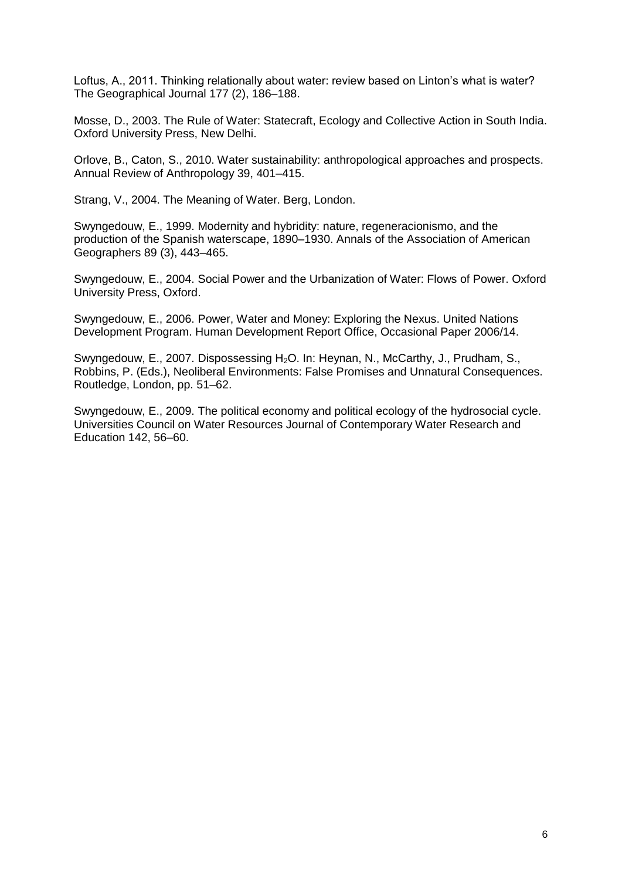Loftus, A., 2011. Thinking relationally about water: review based on Linton's what is water? The Geographical Journal 177 (2), 186–188.

Mosse, D., 2003. The Rule of Water: Statecraft, Ecology and Collective Action in South India. Oxford University Press, New Delhi.

Orlove, B., Caton, S., 2010. Water sustainability: anthropological approaches and prospects. Annual Review of Anthropology 39, 401–415.

Strang, V., 2004. The Meaning of Water. Berg, London.

Swyngedouw, E., 1999. Modernity and hybridity: nature, regeneracionismo, and the production of the Spanish waterscape, 1890–1930. Annals of the Association of American Geographers 89 (3), 443–465.

Swyngedouw, E., 2004. Social Power and the Urbanization of Water: Flows of Power. Oxford University Press, Oxford.

Swyngedouw, E., 2006. Power, Water and Money: Exploring the Nexus. United Nations Development Program. Human Development Report Office, Occasional Paper 2006/14.

Swyngedouw, E., 2007. Dispossessing $H_2O$. In: Heynan, N., McCarthy, J., Prudham, S., Robbins, P. (Eds.), Neoliberal Environments: False Promises and Unnatural Consequences. Routledge, London, pp. 51–62.

Swyngedouw, E., 2009. The political economy and political ecology of the hydrosocial cycle. Universities Council on Water Resources Journal of Contemporary Water Research and Education 142, 56–60.